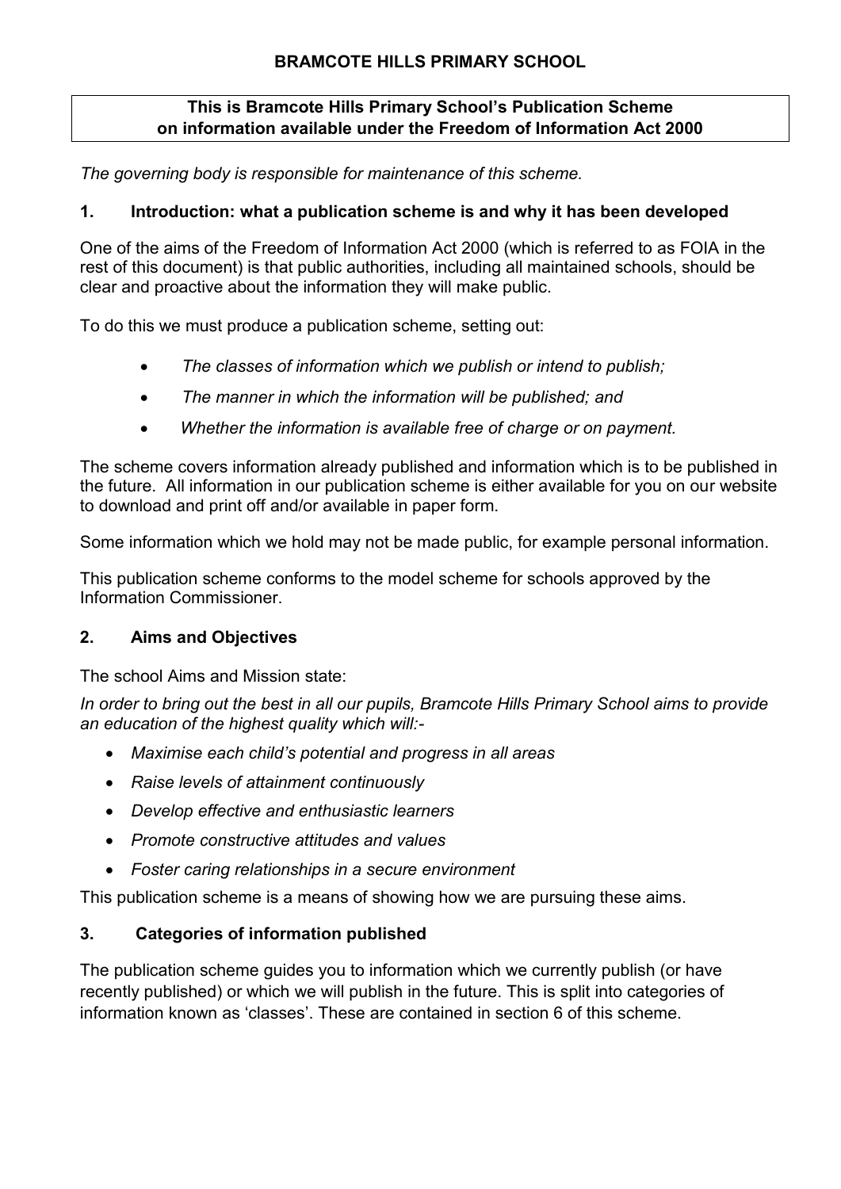# BRAMCOTE HILLS PRIMARY SCHOOL

**This is Bramcote Hills Primary School's Publication Scheme on information available under the Freedom of Information Act 2000**

*The governing body is responsible for maintenance of this scheme.*

## 1. Introduction: what a publication scheme is and why it has been developed

One of the aims of the Freedom of Information Act 2000 (which is referred to as FOIA in the rest of this document) is that public authorities, including all maintained schools, should be clear and proactive about the information they will make public.

To do this we must produce a publication scheme, setting out:

- *The classes of information which we publish or intend to publish;*
- *The manner in which the information will be published; and*
- *Whether the information is available free of charge or on payment.*

The scheme covers information already published and information which is to be published in the future. All information in our publication scheme is either available for you on our website to download and print off and/or available in paper form.

Some information which we hold may not be made public, for example personal information.

This publication scheme conforms to the model scheme for schools approved by the Information Commissioner.

## 2. Aims and Objectives

The school Aims and Mission state:

*In order to bring out the best in all our pupils, Bramcote Hills Primary School aims to provide an education of the highest quality which will:-*

- *Maximise each child's potential and progress in all areas*
- *Raise levels of attainment continuously*
- *Develop effective and enthusiastic learners*
- *Promote constructive attitudes and values*
- *Foster caring relationships in a secure environment*

This publication scheme is a means of showing how we are pursuing these aims.

## 3. Categories of information published

The publication scheme guides you to information which we currently publish (or have recently published) or which we will publish in the future. This is split into categories of information known as 'classes'. These are contained in section 6 of this scheme.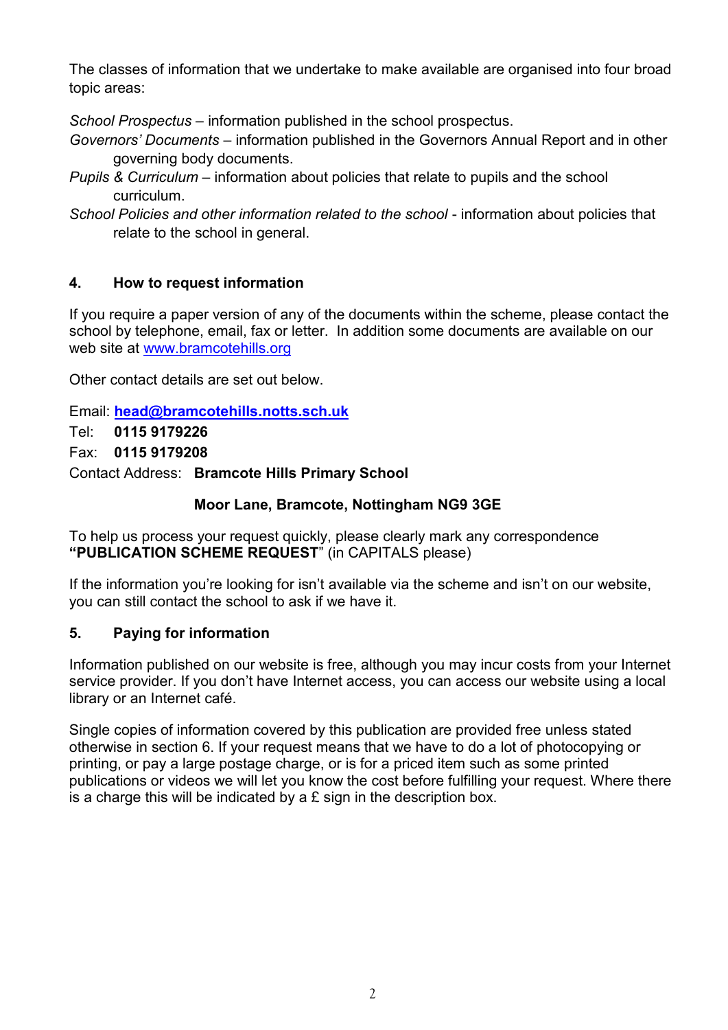The classes of information that we undertake to make available are organised into four broad topic areas:

*School Prospectus* – information published in the school prospectus.

*Governors' Documents* – information published in the Governors Annual Report and in other governing body documents.

*Pupils & Curriculum* – information about policies that relate to pupils and the school curriculum.

*School Policies and other information related to the school* - information about policies that relate to the school in general.

## 4. How to request information

If you require a paper version of any of the documents within the scheme, please contact the school by telephone, email, fax or letter. In addition some documents are available on our web site at www.bramcotehills.org

Other contact details are set out below.

Email: **head@bramcotehills.notts.sch.uk**

Tel: **0115 9179226**

Fax: **0115 9179208**

Contact Address: **Bramcote Hills Primary School**

**Moor Lane, Bramcote, Nottingham NG9 3GE**

To help us process your request quickly, please clearly mark any correspondence **"PUBLICATION SCHEME REQUEST**" (in CAPITALS please)

If the information you're looking for isn't available via the scheme and isn't on our website, you can still contact the school to ask if we have it.

## 5. Paying for information

Information published on our website is free, although you may incur costs from your Internet service provider. If you don't have Internet access, you can access our website using a local library or an Internet café.

Single copies of information covered by this publication are provided free unless stated otherwise in section 6. If your request means that we have to do a lot of photocopying or printing, or pay a large postage charge, or is for a priced item such as some printed publications or videos we will let you know the cost before fulfilling your request. Where there is a charge this will be indicated by a £ sign in the description box.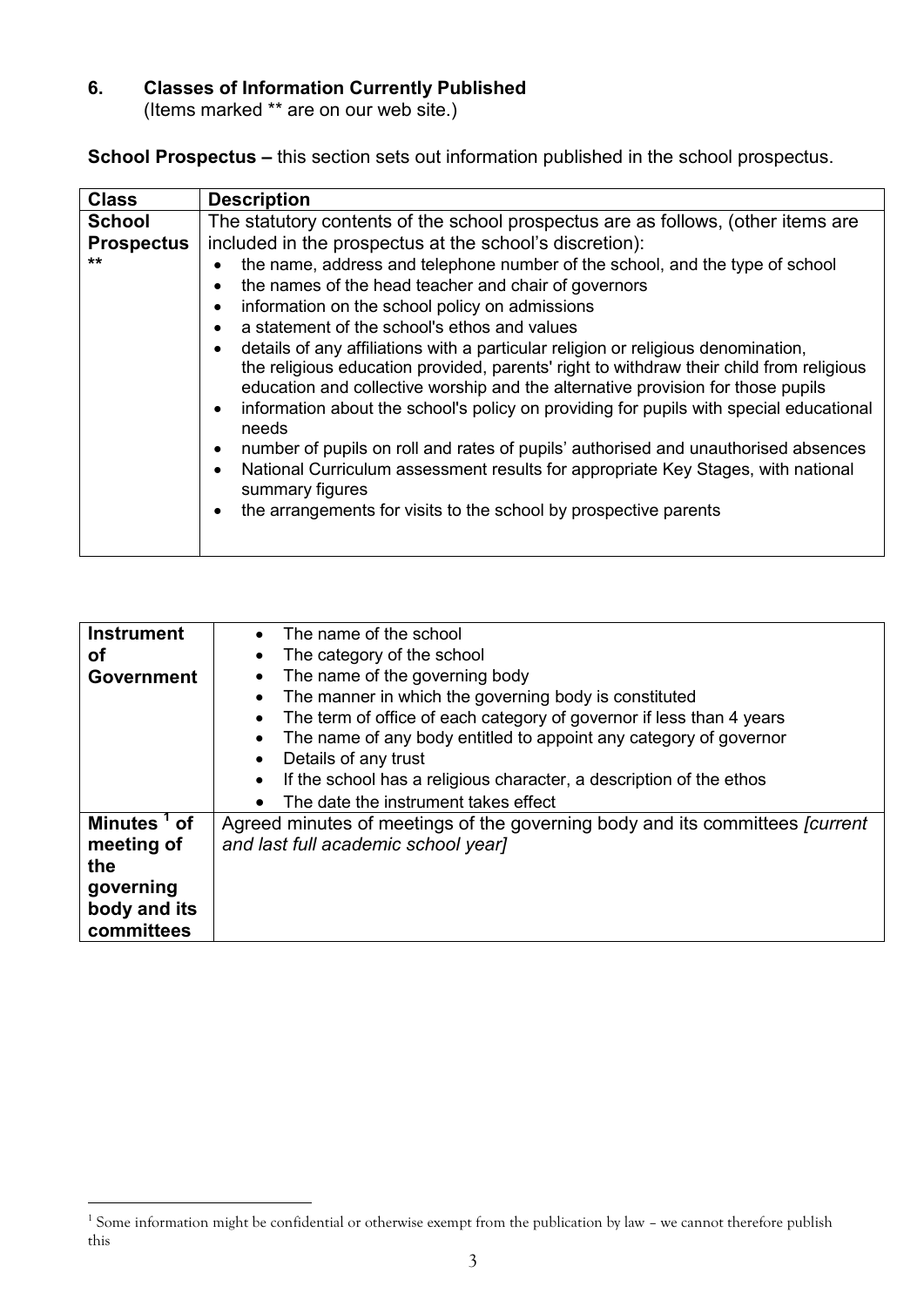## 6. Classes of Information Currently Published

(Items marked ** are on our web site.)

**School Prospectus –** this section sets out information published in the school prospectus.

| Class | Description |
|---|---|
| **School Prospectus** ** | The statutory contents of the school prospectus are as follows, (other items are included in the prospectus at the school's discretion):<br>• the name, address and telephone number of the school, and the type of school<br>• the names of the head teacher and chair of governors<br>• information on the school policy on admissions<br>• a statement of the school's ethos and values<br>• details of any affiliations with a particular religion or religious denomination, the religious education provided, parents' right to withdraw their child from religious education and collective worship and the alternative provision for those pupils<br>• information about the school's policy on providing for pupils with special educational needs<br>• number of pupils on roll and rates of pupils' authorised and unauthorised absences<br>• National Curriculum assessment results for appropriate Key Stages, with national summary figures<br>• the arrangements for visits to the school by prospective parents |

| | |
|---|---|
| **Instrument of Government** | • The name of the school<br>• The category of the school<br>• The name of the governing body<br>• The manner in which the governing body is constituted<br>• The term of office of each category of governor if less than 4 years<br>• The name of any body entitled to appoint any category of governor<br>• Details of any trust<br>• If the school has a religious character, a description of the ethos<br>• The date the instrument takes effect |
| **Minutes [1] of meeting of the governing body and its committees** | Agreed minutes of meetings of the governing body and its committees *[current and last full academic school year]* |

[1] Some information might be confidential or otherwise exempt from the publication by law – we cannot therefore publish this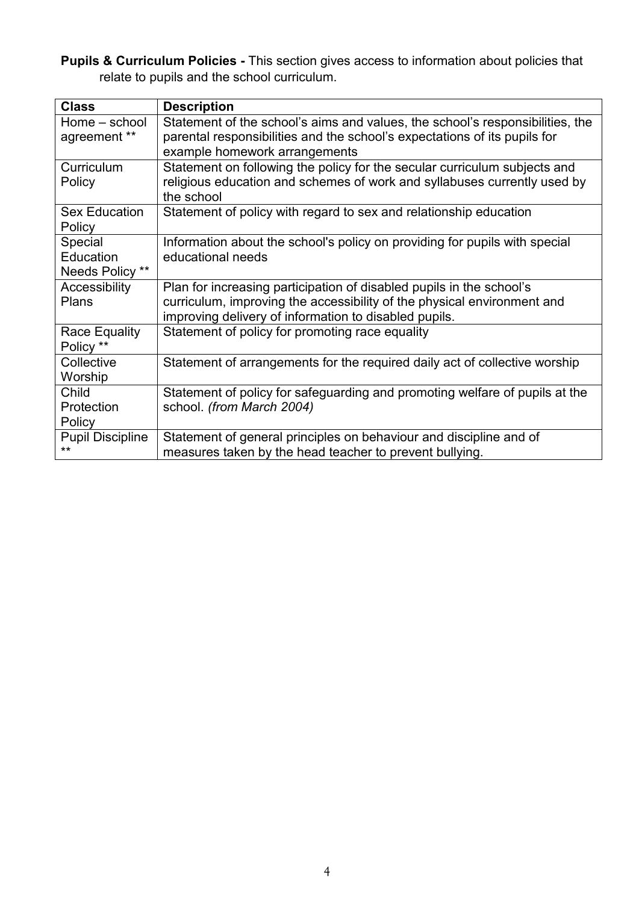**Pupils & Curriculum Policies -** This section gives access to information about policies that relate to pupils and the school curriculum.

| Class | Description |
| --- | --- |
| Home – school agreement ** | Statement of the school's aims and values, the school's responsibilities, the parental responsibilities and the school's expectations of its pupils for example homework arrangements |
| Curriculum Policy | Statement on following the policy for the secular curriculum subjects and religious education and schemes of work and syllabuses currently used by the school |
| Sex Education Policy | Statement of policy with regard to sex and relationship education |
| Special Education Needs Policy ** | Information about the school's policy on providing for pupils with special educational needs |
| Accessibility Plans | Plan for increasing participation of disabled pupils in the school's curriculum, improving the accessibility of the physical environment and improving delivery of information to disabled pupils. |
| Race Equality Policy ** | Statement of policy for promoting race equality |
| Collective Worship | Statement of arrangements for the required daily act of collective worship |
| Child Protection Policy | Statement of policy for safeguarding and promoting welfare of pupils at the school. *(from March 2004)* |
| Pupil Discipline ** | Statement of general principles on behaviour and discipline and of measures taken by the head teacher to prevent bullying. |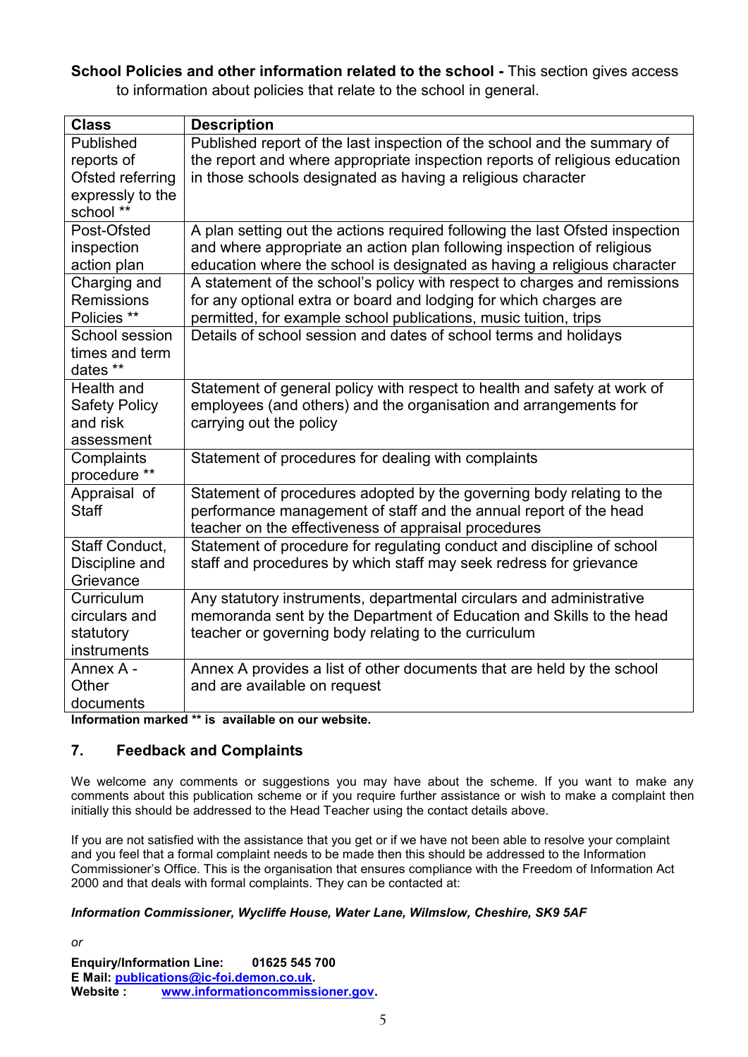**School Policies and other information related to the school -** This section gives access to information about policies that relate to the school in general.

| Class | Description |
|---|---|
| Published reports of Ofsted referring expressly to the school ** | Published report of the last inspection of the school and the summary of the report and where appropriate inspection reports of religious education in those schools designated as having a religious character |
| Post-Ofsted inspection action plan | A plan setting out the actions required following the last Ofsted inspection and where appropriate an action plan following inspection of religious education where the school is designated as having a religious character |
| Charging and Remissions Policies ** | A statement of the school's policy with respect to charges and remissions for any optional extra or board and lodging for which charges are permitted, for example school publications, music tuition, trips |
| School session times and term dates ** | Details of school session and dates of school terms and holidays |
| Health and Safety Policy and risk assessment | Statement of general policy with respect to health and safety at work of employees (and others) and the organisation and arrangements for carrying out the policy |
| Complaints procedure ** | Statement of procedures for dealing with complaints |
| Appraisal of Staff | Statement of procedures adopted by the governing body relating to the performance management of staff and the annual report of the head teacher on the effectiveness of appraisal procedures |
| Staff Conduct, Discipline and Grievance | Statement of procedure for regulating conduct and discipline of school staff and procedures by which staff may seek redress for grievance |
| Curriculum circulars and statutory instruments | Any statutory instruments, departmental circulars and administrative memoranda sent by the Department of Education and Skills to the head teacher or governing body relating to the curriculum |
| Annex A - Other documents | Annex A provides a list of other documents that are held by the school and are available on request |

**Information marked ** is available on our website.**

## 7. Feedback and Complaints

We welcome any comments or suggestions you may have about the scheme. If you want to make any comments about this publication scheme or if you require further assistance or wish to make a complaint then initially this should be addressed to the Head Teacher using the contact details above.

If you are not satisfied with the assistance that you get or if we have not been able to resolve your complaint and you feel that a formal complaint needs to be made then this should be addressed to the Information Commissioner's Office. This is the organisation that ensures compliance with the Freedom of Information Act 2000 and that deals with formal complaints. They can be contacted at:

***Information Commissioner, Wycliffe House, Water Lane, Wilmslow, Cheshire, SK9 5AF***

*or*

**Enquiry/Information Line:** **01625 545 700**
**E Mail: publications@ic-foi.demon.co.uk.**
**Website : www.informationcommissioner.gov.**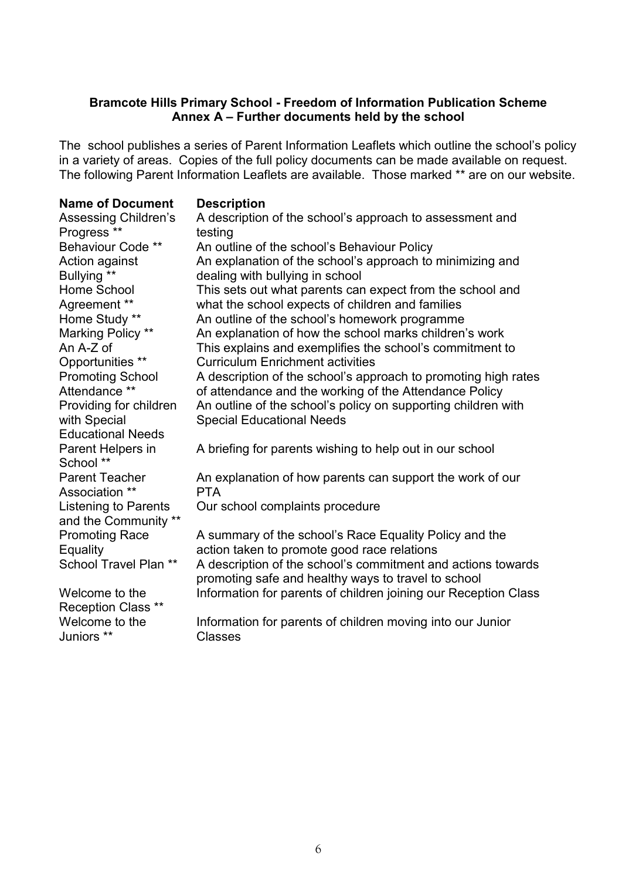**Bramcote Hills Primary School - Freedom of Information Publication Scheme**
**Annex A – Further documents held by the school**

The school publishes a series of Parent Information Leaflets which outline the school's policy in a variety of areas. Copies of the full policy documents can be made available on request. The following Parent Information Leaflets are available. Those marked ** are on our website.

| Name of Document | Description |
|---|---|
| Assessing Children's Progress ** | A description of the school's approach to assessment and testing |
| Behaviour Code ** | An outline of the school's Behaviour Policy |
| Action against Bullying ** | An explanation of the school's approach to minimizing and dealing with bullying in school |
| Home School Agreement ** | This sets out what parents can expect from the school and what the school expects of children and families |
| Home Study ** | An outline of the school's homework programme |
| Marking Policy ** | An explanation of how the school marks children's work |
| An A-Z of Opportunities ** | This explains and exemplifies the school's commitment to Curriculum Enrichment activities |
| Promoting School Attendance ** | A description of the school's approach to promoting high rates of attendance and the working of the Attendance Policy |
| Providing for children with Special Educational Needs | An outline of the school's policy on supporting children with Special Educational Needs |
| Parent Helpers in School ** | A briefing for parents wishing to help out in our school |
| Parent Teacher Association ** | An explanation of how parents can support the work of our PTA |
| Listening to Parents and the Community ** | Our school complaints procedure |
| Promoting Race Equality | A summary of the school's Race Equality Policy and the action taken to promote good race relations |
| School Travel Plan ** | A description of the school's commitment and actions towards promoting safe and healthy ways to travel to school |
| Welcome to the Reception Class ** | Information for parents of children joining our Reception Class |
| Welcome to the Juniors ** | Information for parents of children moving into our Junior Classes |